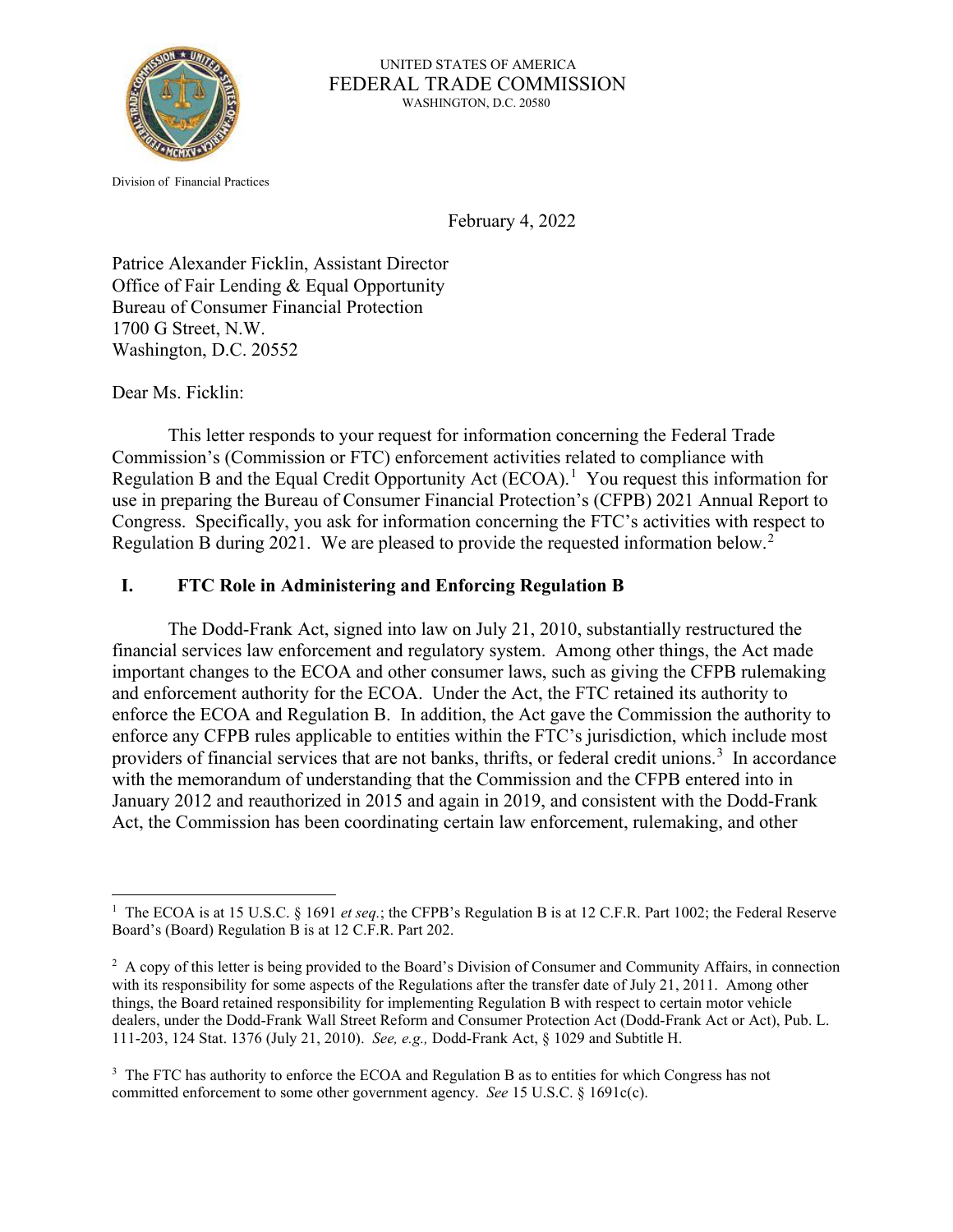UNITED STATES OF AMERICA
FEDERAL TRADE COMMISSION
WASHINGTON, D.C. 20580

Division of Financial Practices

February 4, 2022

Patrice Alexander Ficklin, Assistant Director
Office of Fair Lending & Equal Opportunity
Bureau of Consumer Financial Protection
1700 G Street, N.W.
Washington, D.C. 20552

Dear Ms. Ficklin:

This letter responds to your request for information concerning the Federal Trade Commission's (Commission or FTC) enforcement activities related to compliance with Regulation B and the Equal Credit Opportunity Act (ECOA).[1] You request this information for use in preparing the Bureau of Consumer Financial Protection's (CFPB) 2021 Annual Report to Congress. Specifically, you ask for information concerning the FTC's activities with respect to Regulation B during 2021. We are pleased to provide the requested information below.[2]

## I. FTC Role in Administering and Enforcing Regulation B

The Dodd-Frank Act, signed into law on July 21, 2010, substantially restructured the financial services law enforcement and regulatory system. Among other things, the Act made important changes to the ECOA and other consumer laws, such as giving the CFPB rulemaking and enforcement authority for the ECOA. Under the Act, the FTC retained its authority to enforce the ECOA and Regulation B. In addition, the Act gave the Commission the authority to enforce any CFPB rules applicable to entities within the FTC's jurisdiction, which include most providers of financial services that are not banks, thrifts, or federal credit unions.[3] In accordance with the memorandum of understanding that the Commission and the CFPB entered into in January 2012 and reauthorized in 2015 and again in 2019, and consistent with the Dodd-Frank Act, the Commission has been coordinating certain law enforcement, rulemaking, and other

---

[1] The ECOA is at 15 U.S.C. § 1691 *et seq.*; the CFPB's Regulation B is at 12 C.F.R. Part 1002; the Federal Reserve Board's (Board) Regulation B is at 12 C.F.R. Part 202.

[2] A copy of this letter is being provided to the Board's Division of Consumer and Community Affairs, in connection with its responsibility for some aspects of the Regulations after the transfer date of July 21, 2011. Among other things, the Board retained responsibility for implementing Regulation B with respect to certain motor vehicle dealers, under the Dodd-Frank Wall Street Reform and Consumer Protection Act (Dodd-Frank Act or Act), Pub. L. 111-203, 124 Stat. 1376 (July 21, 2010). *See, e.g.,* Dodd-Frank Act, § 1029 and Subtitle H.

[3] The FTC has authority to enforce the ECOA and Regulation B as to entities for which Congress has not committed enforcement to some other government agency. *See* 15 U.S.C. § 1691c(c).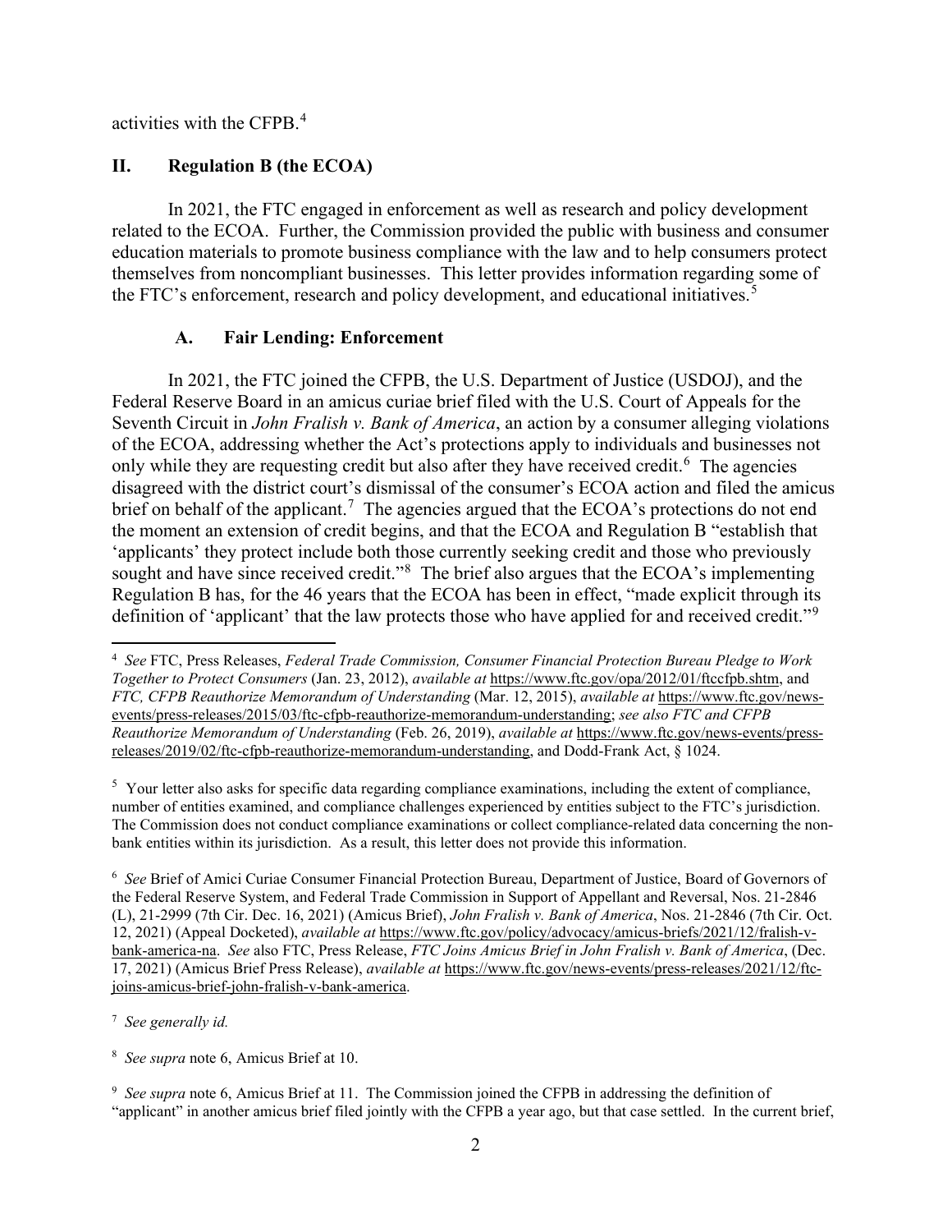activities with the CFPB.[4]

## II. Regulation B (the ECOA)

In 2021, the FTC engaged in enforcement as well as research and policy development related to the ECOA. Further, the Commission provided the public with business and consumer education materials to promote business compliance with the law and to help consumers protect themselves from noncompliant businesses. This letter provides information regarding some of the FTC's enforcement, research and policy development, and educational initiatives.[5]

### A. Fair Lending: Enforcement

In 2021, the FTC joined the CFPB, the U.S. Department of Justice (USDOJ), and the Federal Reserve Board in an amicus curiae brief filed with the U.S. Court of Appeals for the Seventh Circuit in *John Fralish v. Bank of America*, an action by a consumer alleging violations of the ECOA, addressing whether the Act's protections apply to individuals and businesses not only while they are requesting credit but also after they have received credit.[6] The agencies disagreed with the district court's dismissal of the consumer's ECOA action and filed the amicus brief on behalf of the applicant.[7] The agencies argued that the ECOA's protections do not end the moment an extension of credit begins, and that the ECOA and Regulation B "establish that 'applicants' they protect include both those currently seeking credit and those who previously sought and have since received credit."[8] The brief also argues that the ECOA's implementing Regulation B has, for the 46 years that the ECOA has been in effect, "made explicit through its definition of 'applicant' that the law protects those who have applied for and received credit."[9]

---

[4] *See* FTC, Press Releases, *Federal Trade Commission, Consumer Financial Protection Bureau Pledge to Work Together to Protect Consumers* (Jan. 23, 2012), *available at* https://www.ftc.gov/opa/2012/01/ftccfpb.shtm, and *FTC, CFPB Reauthorize Memorandum of Understanding* (Mar. 12, 2015), *available at* https://www.ftc.gov/news-events/press-releases/2015/03/ftc-cfpb-reauthorize-memorandum-understanding; *see also FTC and CFPB Reauthorize Memorandum of Understanding* (Feb. 26, 2019), *available at* https://www.ftc.gov/news-events/press-releases/2019/02/ftc-cfpb-reauthorize-memorandum-understanding, and Dodd-Frank Act, § 1024.

[5] Your letter also asks for specific data regarding compliance examinations, including the extent of compliance, number of entities examined, and compliance challenges experienced by entities subject to the FTC's jurisdiction. The Commission does not conduct compliance examinations or collect compliance-related data concerning the non-bank entities within its jurisdiction. As a result, this letter does not provide this information.

[6] *See* Brief of Amici Curiae Consumer Financial Protection Bureau, Department of Justice, Board of Governors of the Federal Reserve System, and Federal Trade Commission in Support of Appellant and Reversal, Nos. 21-2846 (L), 21-2999 (7th Cir. Dec. 16, 2021) (Amicus Brief), *John Fralish v. Bank of America*, Nos. 21-2846 (7th Cir. Oct. 12, 2021) (Appeal Docketed), *available at* https://www.ftc.gov/policy/advocacy/amicus-briefs/2021/12/fralish-v-bank-america-na. *See* also FTC, Press Release, *FTC Joins Amicus Brief in John Fralish v. Bank of America*, (Dec. 17, 2021) (Amicus Brief Press Release), *available at* https://www.ftc.gov/news-events/press-releases/2021/12/ftc-joins-amicus-brief-john-fralish-v-bank-america.

[7] *See generally id.*

[8] *See supra* note 6, Amicus Brief at 10.

[9] *See supra* note 6, Amicus Brief at 11. The Commission joined the CFPB in addressing the definition of "applicant" in another amicus brief filed jointly with the CFPB a year ago, but that case settled. In the current brief,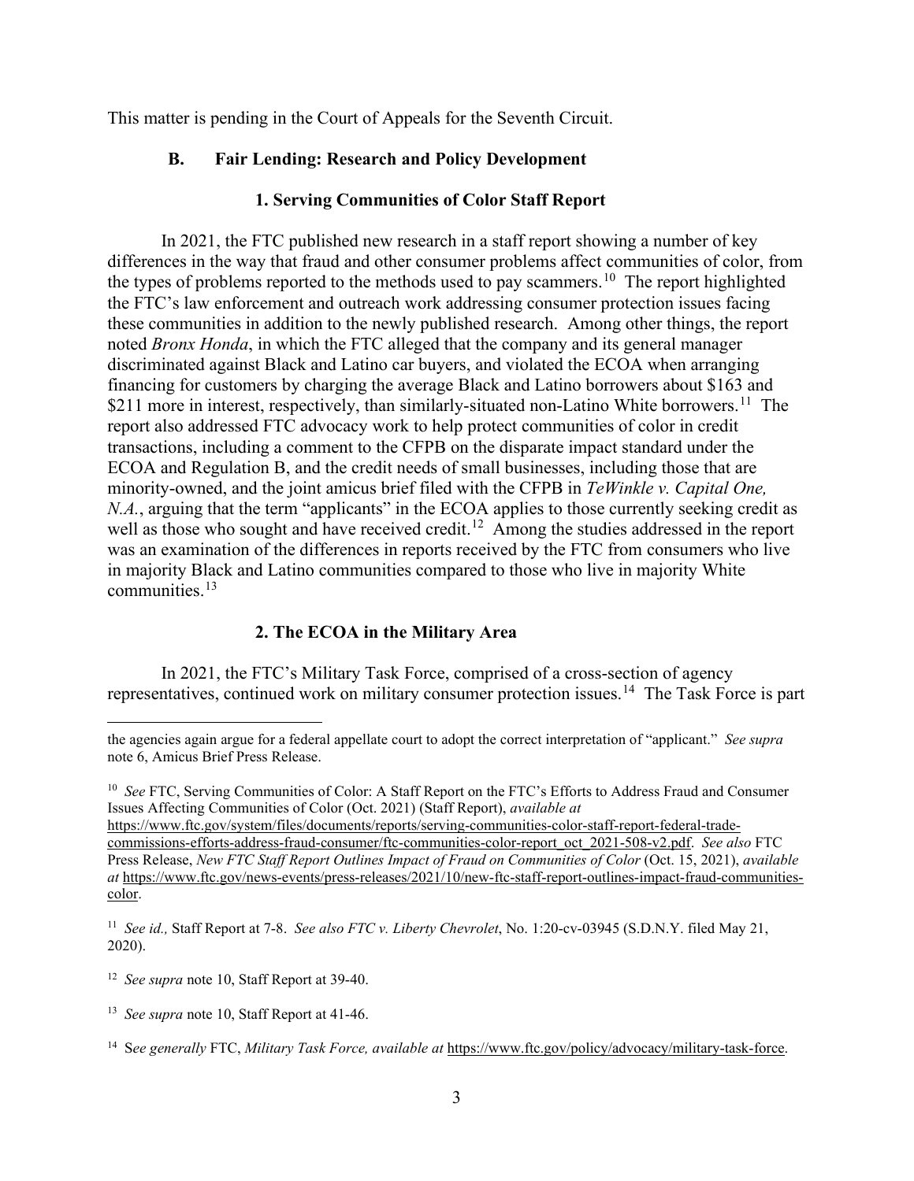This matter is pending in the Court of Appeals for the Seventh Circuit.

## B. Fair Lending: Research and Policy Development

### 1. Serving Communities of Color Staff Report

In 2021, the FTC published new research in a staff report showing a number of key differences in the way that fraud and other consumer problems affect communities of color, from the types of problems reported to the methods used to pay scammers.[10] The report highlighted the FTC's law enforcement and outreach work addressing consumer protection issues facing these communities in addition to the newly published research. Among other things, the report noted *Bronx Honda*, in which the FTC alleged that the company and its general manager discriminated against Black and Latino car buyers, and violated the ECOA when arranging financing for customers by charging the average Black and Latino borrowers about $163 and $211 more in interest, respectively, than similarly-situated non-Latino White borrowers.[11] The report also addressed FTC advocacy work to help protect communities of color in credit transactions, including a comment to the CFPB on the disparate impact standard under the ECOA and Regulation B, and the credit needs of small businesses, including those that are minority-owned, and the joint amicus brief filed with the CFPB in *TeWinkle v. Capital One, N.A.*, arguing that the term "applicants" in the ECOA applies to those currently seeking credit as well as those who sought and have received credit.[12] Among the studies addressed in the report was an examination of the differences in reports received by the FTC from consumers who live in majority Black and Latino communities compared to those who live in majority White communities.[13]

### 2. The ECOA in the Military Area

In 2021, the FTC's Military Task Force, comprised of a cross-section of agency representatives, continued work on military consumer protection issues.[14] The Task Force is part

---

the agencies again argue for a federal appellate court to adopt the correct interpretation of "applicant." *See supra* note 6, Amicus Brief Press Release.

[10] *See* FTC, Serving Communities of Color: A Staff Report on the FTC's Efforts to Address Fraud and Consumer Issues Affecting Communities of Color (Oct. 2021) (Staff Report), *available at* https://www.ftc.gov/system/files/documents/reports/serving-communities-color-staff-report-federal-trade-commissions-efforts-address-fraud-consumer/ftc-communities-color-report_oct_2021-508-v2.pdf. *See also* FTC Press Release, *New FTC Staff Report Outlines Impact of Fraud on Communities of Color* (Oct. 15, 2021), *available at* https://www.ftc.gov/news-events/press-releases/2021/10/new-ftc-staff-report-outlines-impact-fraud-communities-color.

[11] *See id.,* Staff Report at 7-8. *See also FTC v. Liberty Chevrolet*, No. 1:20-cv-03945 (S.D.N.Y. filed May 21, 2020).

[12] *See supra* note 10, Staff Report at 39-40.

[13] *See supra* note 10, Staff Report at 41-46.

[14] S*ee generally* FTC, *Military Task Force, available at* https://www.ftc.gov/policy/advocacy/military-task-force.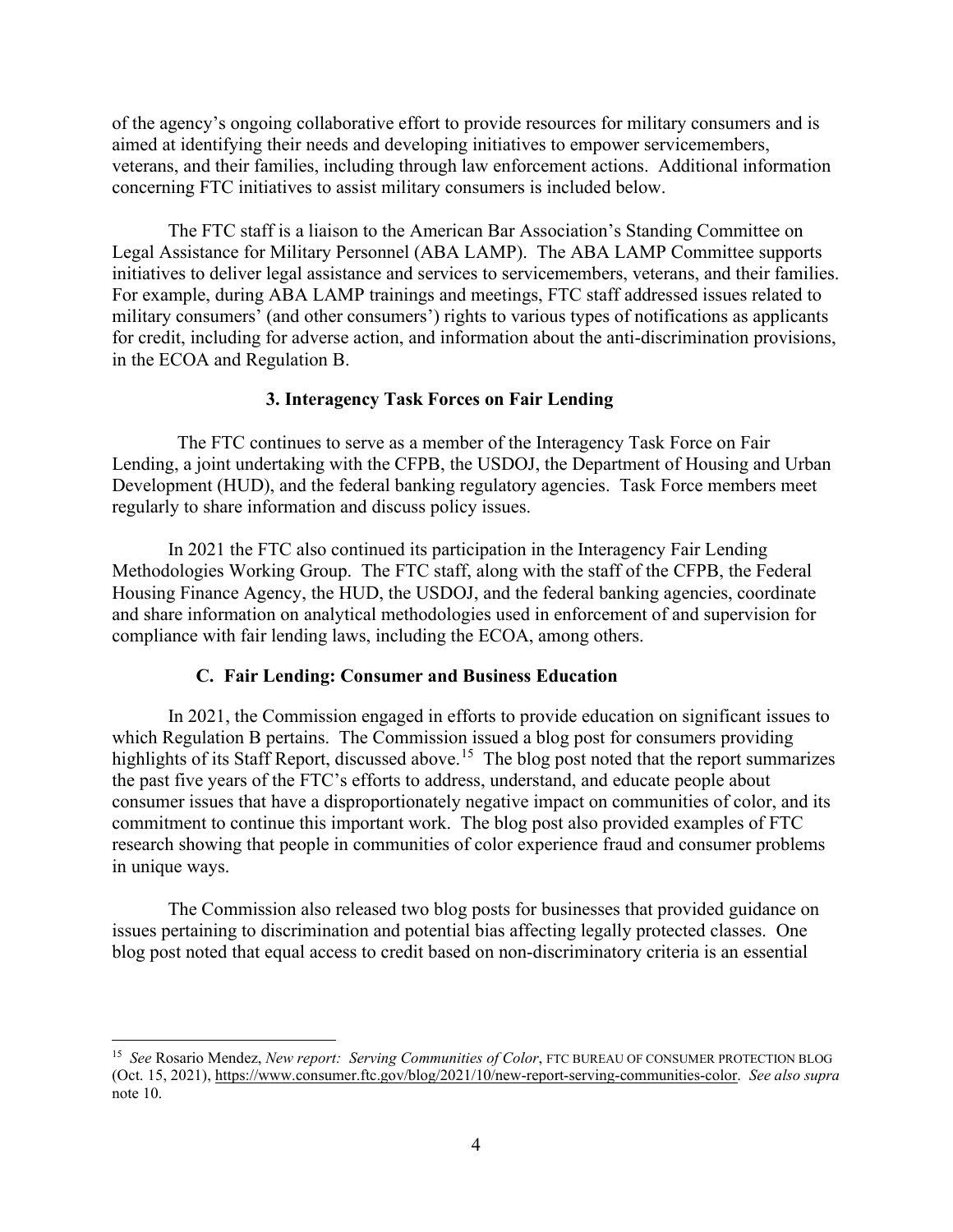of the agency's ongoing collaborative effort to provide resources for military consumers and is aimed at identifying their needs and developing initiatives to empower servicemembers, veterans, and their families, including through law enforcement actions. Additional information concerning FTC initiatives to assist military consumers is included below.

The FTC staff is a liaison to the American Bar Association's Standing Committee on Legal Assistance for Military Personnel (ABA LAMP). The ABA LAMP Committee supports initiatives to deliver legal assistance and services to servicemembers, veterans, and their families. For example, during ABA LAMP trainings and meetings, FTC staff addressed issues related to military consumers' (and other consumers') rights to various types of notifications as applicants for credit, including for adverse action, and information about the anti-discrimination provisions, in the ECOA and Regulation B.

### 3. Interagency Task Forces on Fair Lending

The FTC continues to serve as a member of the Interagency Task Force on Fair Lending, a joint undertaking with the CFPB, the USDOJ, the Department of Housing and Urban Development (HUD), and the federal banking regulatory agencies. Task Force members meet regularly to share information and discuss policy issues.

In 2021 the FTC also continued its participation in the Interagency Fair Lending Methodologies Working Group. The FTC staff, along with the staff of the CFPB, the Federal Housing Finance Agency, the HUD, the USDOJ, and the federal banking agencies, coordinate and share information on analytical methodologies used in enforcement of and supervision for compliance with fair lending laws, including the ECOA, among others.

## C. Fair Lending: Consumer and Business Education

In 2021, the Commission engaged in efforts to provide education on significant issues to which Regulation B pertains. The Commission issued a blog post for consumers providing highlights of its Staff Report, discussed above.[15] The blog post noted that the report summarizes the past five years of the FTC's efforts to address, understand, and educate people about consumer issues that have a disproportionately negative impact on communities of color, and its commitment to continue this important work. The blog post also provided examples of FTC research showing that people in communities of color experience fraud and consumer problems in unique ways.

The Commission also released two blog posts for businesses that provided guidance on issues pertaining to discrimination and potential bias affecting legally protected classes. One blog post noted that equal access to credit based on non-discriminatory criteria is an essential

---

[15] *See* Rosario Mendez, *New report: Serving Communities of Color*, FTC BUREAU OF CONSUMER PROTECTION BLOG (Oct. 15, 2021), https://www.consumer.ftc.gov/blog/2021/10/new-report-serving-communities-color. *See also supra* note 10.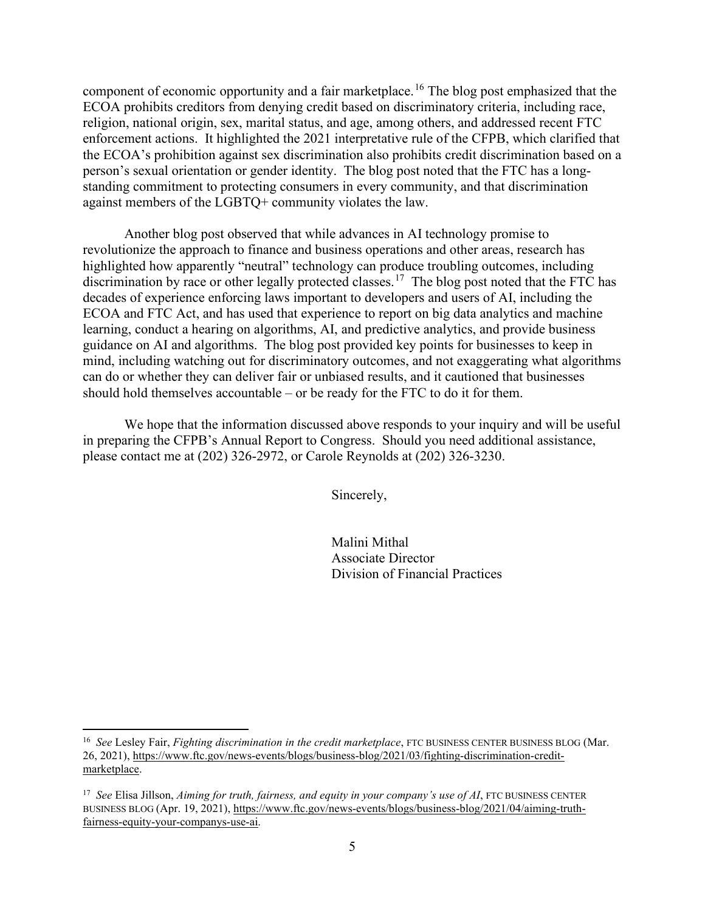component of economic opportunity and a fair marketplace.[16] The blog post emphasized that the ECOA prohibits creditors from denying credit based on discriminatory criteria, including race, religion, national origin, sex, marital status, and age, among others, and addressed recent FTC enforcement actions. It highlighted the 2021 interpretative rule of the CFPB, which clarified that the ECOA's prohibition against sex discrimination also prohibits credit discrimination based on a person's sexual orientation or gender identity. The blog post noted that the FTC has a long-standing commitment to protecting consumers in every community, and that discrimination against members of the LGBTQ+ community violates the law.

Another blog post observed that while advances in AI technology promise to revolutionize the approach to finance and business operations and other areas, research has highlighted how apparently "neutral" technology can produce troubling outcomes, including discrimination by race or other legally protected classes.[17] The blog post noted that the FTC has decades of experience enforcing laws important to developers and users of AI, including the ECOA and FTC Act, and has used that experience to report on big data analytics and machine learning, conduct a hearing on algorithms, AI, and predictive analytics, and provide business guidance on AI and algorithms. The blog post provided key points for businesses to keep in mind, including watching out for discriminatory outcomes, and not exaggerating what algorithms can do or whether they can deliver fair or unbiased results, and it cautioned that businesses should hold themselves accountable – or be ready for the FTC to do it for them.

We hope that the information discussed above responds to your inquiry and will be useful in preparing the CFPB's Annual Report to Congress. Should you need additional assistance, please contact me at (202) 326-2972, or Carole Reynolds at (202) 326-3230.

Sincerely,

Malini Mithal
Associate Director
Division of Financial Practices

---

[16] *See* Lesley Fair, *Fighting discrimination in the credit marketplace*, FTC BUSINESS CENTER BUSINESS BLOG (Mar. 26, 2021), https://www.ftc.gov/news-events/blogs/business-blog/2021/03/fighting-discrimination-credit-marketplace.

[17] *See* Elisa Jillson, *Aiming for truth, fairness, and equity in your company's use of AI*, FTC BUSINESS CENTER BUSINESS BLOG (Apr. 19, 2021), https://www.ftc.gov/news-events/blogs/business-blog/2021/04/aiming-truth-fairness-equity-your-companys-use-ai.